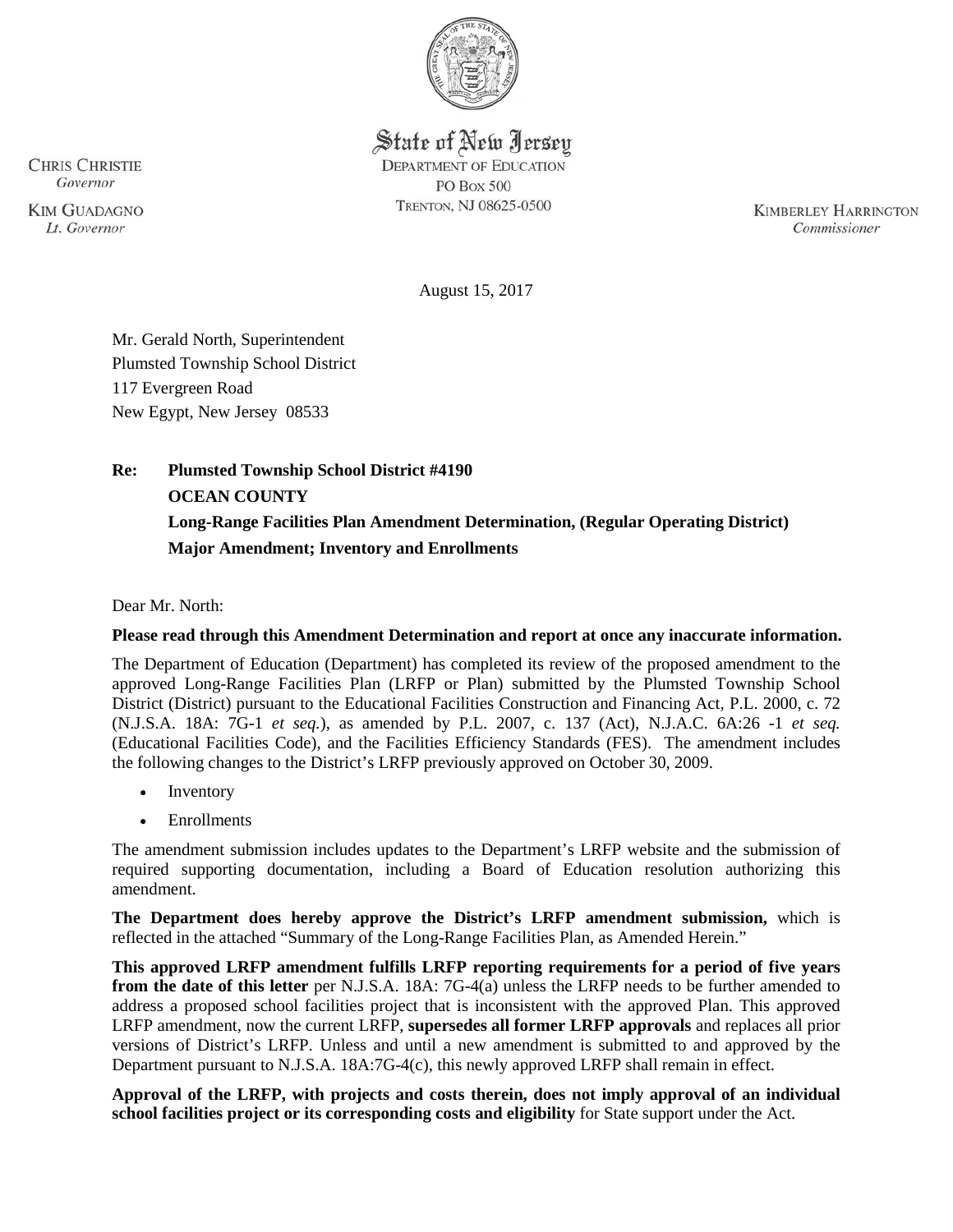State of New Jersey

DEPARTMENT OF EDUCATION
PO BOX 500
TRENTON, NJ 08625-0500

CHRIS CHRISTIE
*Governor*

KIM GUADAGNO
*Lt. Governor*

KIMBERLEY HARRINGTON
*Commissioner*

August 15, 2017

Mr. Gerald North, Superintendent
Plumsted Township School District
117 Evergreen Road
New Egypt, New Jersey 08533

**Re: Plumsted Township School District #4190**
**OCEAN COUNTY**
**Long-Range Facilities Plan Amendment Determination, (Regular Operating District)**
**Major Amendment; Inventory and Enrollments**

Dear Mr. North:

**Please read through this Amendment Determination and report at once any inaccurate information.**

The Department of Education (Department) has completed its review of the proposed amendment to the approved Long-Range Facilities Plan (LRFP or Plan) submitted by the Plumsted Township School District (District) pursuant to the Educational Facilities Construction and Financing Act, P.L. 2000, c. 72 (N.J.S.A. 18A: 7G-1 *et seq.*), as amended by P.L. 2007, c. 137 (Act), N.J.A.C. 6A:26 -1 *et seq.* (Educational Facilities Code), and the Facilities Efficiency Standards (FES). The amendment includes the following changes to the District's LRFP previously approved on October 30, 2009.

- Inventory
- Enrollments

The amendment submission includes updates to the Department's LRFP website and the submission of required supporting documentation, including a Board of Education resolution authorizing this amendment.

**The Department does hereby approve the District's LRFP amendment submission,** which is reflected in the attached "Summary of the Long-Range Facilities Plan, as Amended Herein."

**This approved LRFP amendment fulfills LRFP reporting requirements for a period of five years from the date of this letter** per N.J.S.A. 18A: 7G-4(a) unless the LRFP needs to be further amended to address a proposed school facilities project that is inconsistent with the approved Plan. This approved LRFP amendment, now the current LRFP, **supersedes all former LRFP approvals** and replaces all prior versions of District's LRFP. Unless and until a new amendment is submitted to and approved by the Department pursuant to N.J.S.A. 18A:7G-4(c), this newly approved LRFP shall remain in effect.

**Approval of the LRFP, with projects and costs therein, does not imply approval of an individual school facilities project or its corresponding costs and eligibility** for State support under the Act.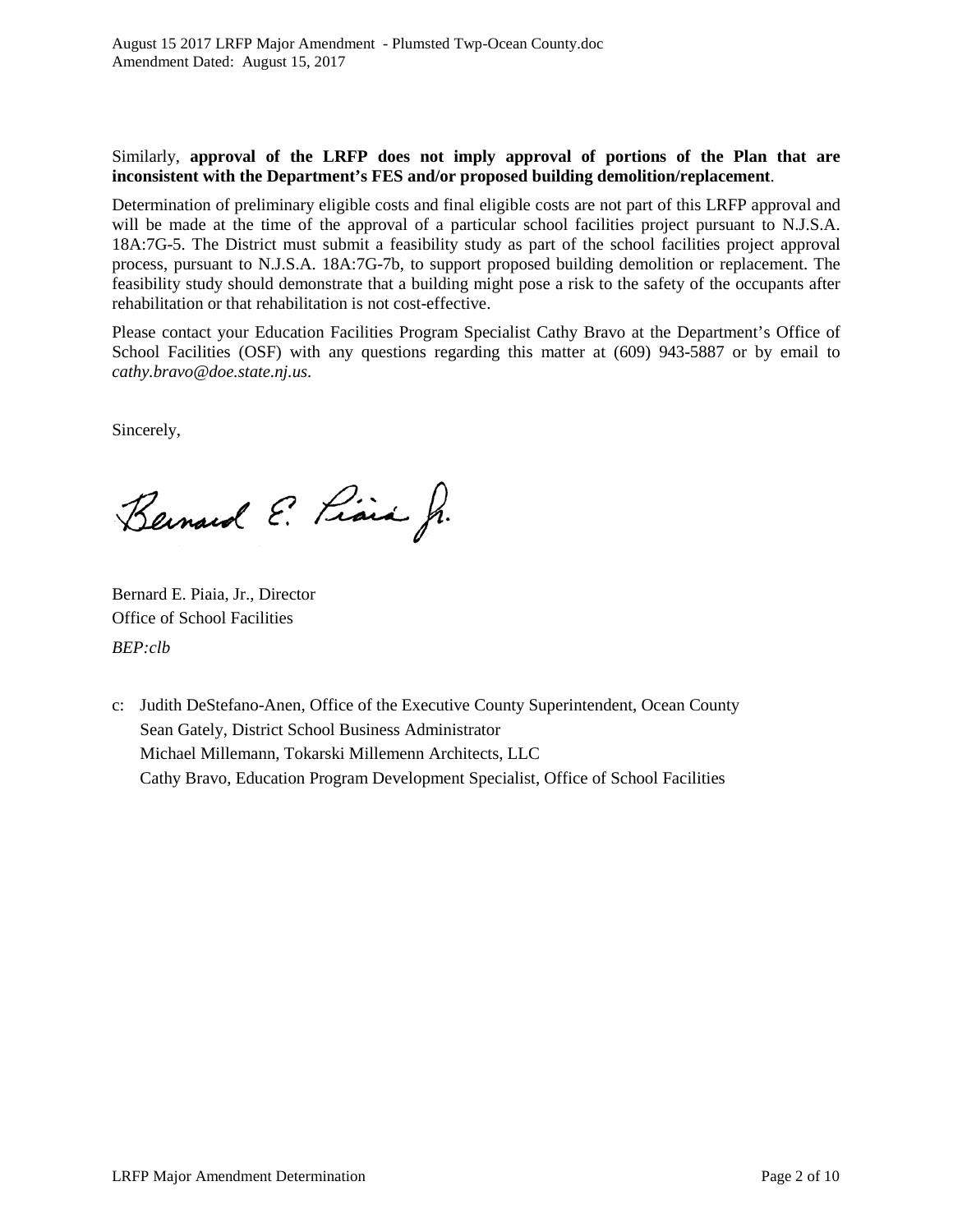Similarly, **approval of the LRFP does not imply approval of portions of the Plan that are inconsistent with the Department's FES and/or proposed building demolition/replacement**.

Determination of preliminary eligible costs and final eligible costs are not part of this LRFP approval and will be made at the time of the approval of a particular school facilities project pursuant to N.J.S.A. 18A:7G-5. The District must submit a feasibility study as part of the school facilities project approval process, pursuant to N.J.S.A. 18A:7G-7b, to support proposed building demolition or replacement. The feasibility study should demonstrate that a building might pose a risk to the safety of the occupants after rehabilitation or that rehabilitation is not cost-effective.

Please contact your Education Facilities Program Specialist Cathy Bravo at the Department's Office of School Facilities (OSF) with any questions regarding this matter at (609) 943-5887 or by email to *cathy.bravo@doe.state.nj.us*.

Sincerely,

Bernard E. Piaia, Jr.

Bernard E. Piaia, Jr., Director
Office of School Facilities

*BEP:clb*

c: Judith DeStefano-Anen, Office of the Executive County Superintendent, Ocean County
Sean Gately, District School Business Administrator
Michael Millemann, Tokarski Millemenn Architects, LLC
Cathy Bravo, Education Program Development Specialist, Office of School Facilities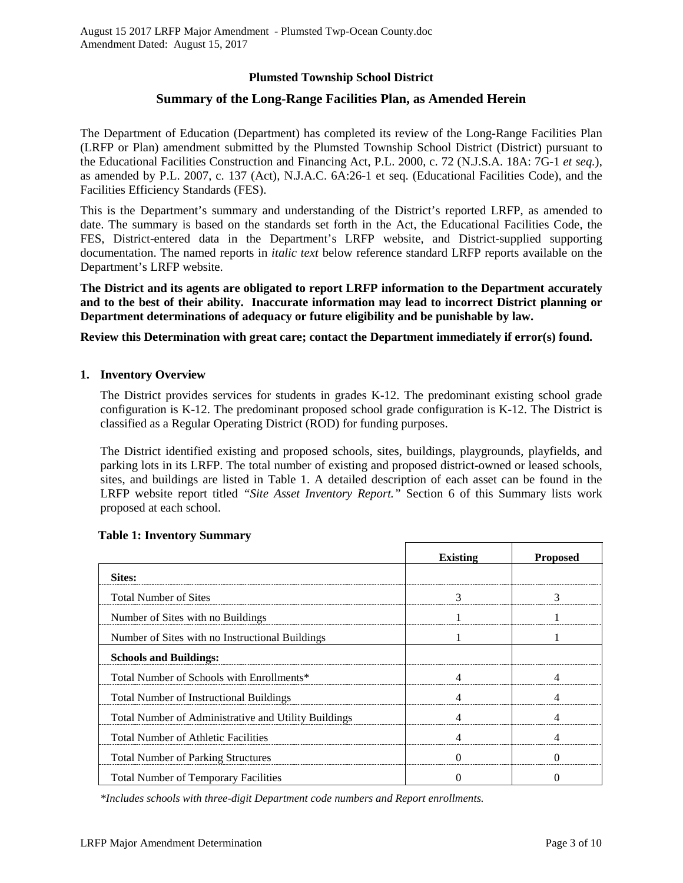# Plumsted Township School District

## Summary of the Long-Range Facilities Plan, as Amended Herein

The Department of Education (Department) has completed its review of the Long-Range Facilities Plan (LRFP or Plan) amendment submitted by the Plumsted Township School District (District) pursuant to the Educational Facilities Construction and Financing Act, P.L. 2000, c. 72 (N.J.S.A. 18A: 7G-1 *et seq.*), as amended by P.L. 2007, c. 137 (Act), N.J.A.C. 6A:26-1 et seq. (Educational Facilities Code), and the Facilities Efficiency Standards (FES).

This is the Department's summary and understanding of the District's reported LRFP, as amended to date. The summary is based on the standards set forth in the Act, the Educational Facilities Code, the FES, District-entered data in the Department's LRFP website, and District-supplied supporting documentation. The named reports in *italic text* below reference standard LRFP reports available on the Department's LRFP website.

**The District and its agents are obligated to report LRFP information to the Department accurately and to the best of their ability. Inaccurate information may lead to incorrect District planning or Department determinations of adequacy or future eligibility and be punishable by law.**

**Review this Determination with great care; contact the Department immediately if error(s) found.**

### 1. Inventory Overview

The District provides services for students in grades K-12. The predominant existing school grade configuration is K-12. The predominant proposed school grade configuration is K-12. The District is classified as a Regular Operating District (ROD) for funding purposes.

The District identified existing and proposed schools, sites, buildings, playgrounds, playfields, and parking lots in its LRFP. The total number of existing and proposed district-owned or leased schools, sites, and buildings are listed in Table 1. A detailed description of each asset can be found in the LRFP website report titled *"Site Asset Inventory Report."* Section 6 of this Summary lists work proposed at each school.

**Table 1: Inventory Summary**

| | Existing | Proposed |
|---|---|---|
| **Sites:** | | |
| Total Number of Sites | 3 | 3 |
| Number of Sites with no Buildings | 1 | 1 |
| Number of Sites with no Instructional Buildings | 1 | 1 |
| **Schools and Buildings:** | | |
| Total Number of Schools with Enrollments* | 4 | 4 |
| Total Number of Instructional Buildings | 4 | 4 |
| Total Number of Administrative and Utility Buildings | 4 | 4 |
| Total Number of Athletic Facilities | 4 | 4 |
| Total Number of Parking Structures | 0 | 0 |
| Total Number of Temporary Facilities | 0 | 0 |

*\*Includes schools with three-digit Department code numbers and Report enrollments.*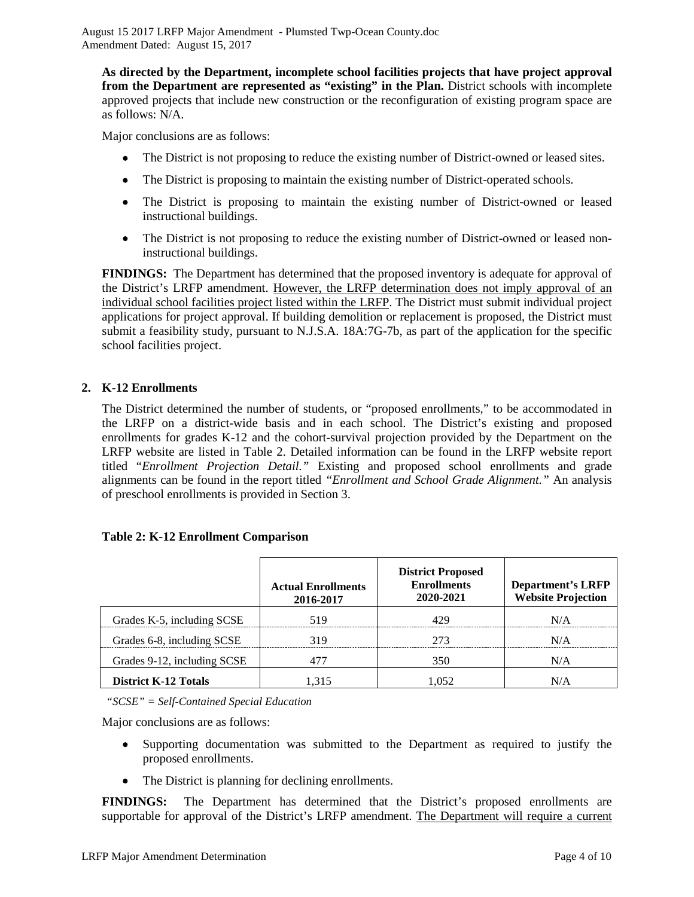**As directed by the Department, incomplete school facilities projects that have project approval from the Department are represented as "existing" in the Plan.** District schools with incomplete approved projects that include new construction or the reconfiguration of existing program space are as follows: N/A.

Major conclusions are as follows:

- The District is not proposing to reduce the existing number of District-owned or leased sites.
- The District is proposing to maintain the existing number of District-operated schools.
- The District is proposing to maintain the existing number of District-owned or leased instructional buildings.
- The District is not proposing to reduce the existing number of District-owned or leased non-instructional buildings.

**FINDINGS:** The Department has determined that the proposed inventory is adequate for approval of the District's LRFP amendment. <u>However, the LRFP determination does not imply approval of an individual school facilities project listed within the LRFP</u>. The District must submit individual project applications for project approval. If building demolition or replacement is proposed, the District must submit a feasibility study, pursuant to N.J.S.A. 18A:7G-7b, as part of the application for the specific school facilities project.

## 2. K-12 Enrollments

The District determined the number of students, or "proposed enrollments," to be accommodated in the LRFP on a district-wide basis and in each school. The District's existing and proposed enrollments for grades K-12 and the cohort-survival projection provided by the Department on the LRFP website are listed in Table 2. Detailed information can be found in the LRFP website report titled "*Enrollment Projection Detail.*" Existing and proposed school enrollments and grade alignments can be found in the report titled *"Enrollment and School Grade Alignment."* An analysis of preschool enrollments is provided in Section 3.

**Table 2: K-12 Enrollment Comparison**

| | Actual Enrollments 2016-2017 | District Proposed Enrollments 2020-2021 | Department's LRFP Website Projection |
|---|---|---|---|
| Grades K-5, including SCSE | 519 | 429 | N/A |
| Grades 6-8, including SCSE | 319 | 273 | N/A |
| Grades 9-12, including SCSE | 477 | 350 | N/A |
| **District K-12 Totals** | 1,315 | 1,052 | N/A |

*"SCSE" = Self-Contained Special Education*

Major conclusions are as follows:

- Supporting documentation was submitted to the Department as required to justify the proposed enrollments.
- The District is planning for declining enrollments.

**FINDINGS:** The Department has determined that the District's proposed enrollments are supportable for approval of the District's LRFP amendment. <u>The Department will require a current</u>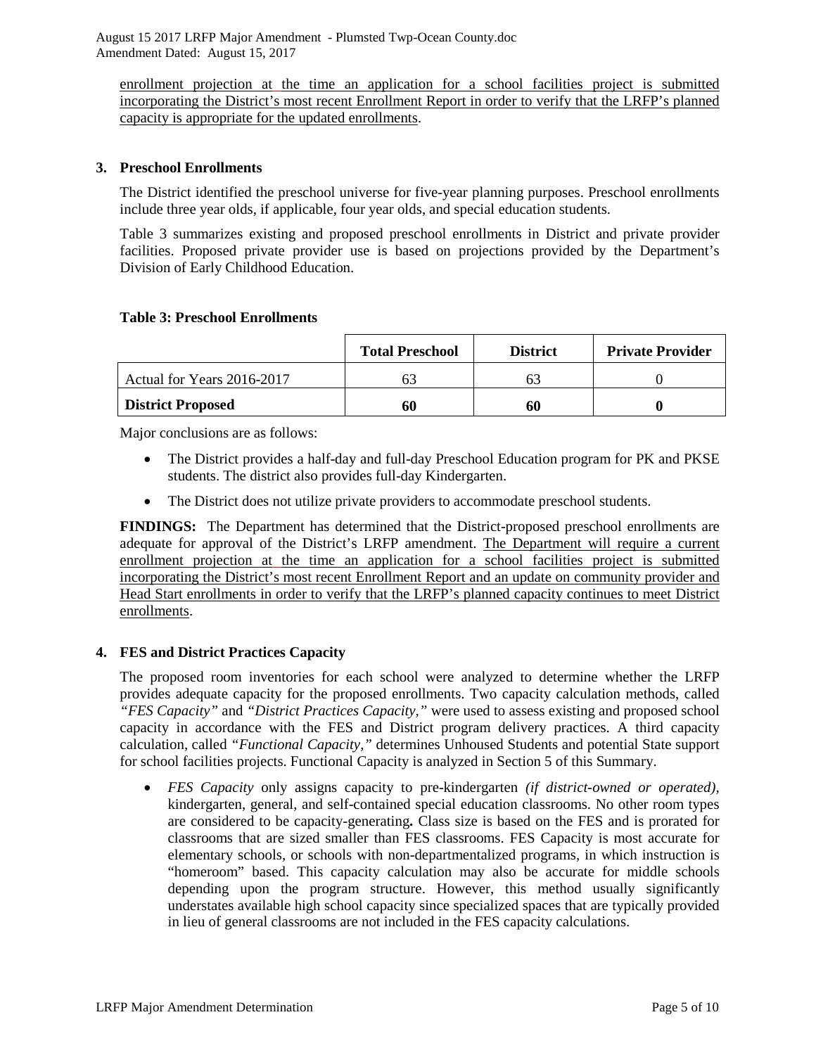enrollment projection at the time an application for a school facilities project is submitted incorporating the District's most recent Enrollment Report in order to verify that the LRFP's planned capacity is appropriate for the updated enrollments.

### 3. Preschool Enrollments

The District identified the preschool universe for five-year planning purposes. Preschool enrollments include three year olds, if applicable, four year olds, and special education students.

Table 3 summarizes existing and proposed preschool enrollments in District and private provider facilities. Proposed private provider use is based on projections provided by the Department's Division of Early Childhood Education.

**Table 3: Preschool Enrollments**

| | Total Preschool | District | Private Provider |
|---|---|---|---|
| Actual for Years 2016-2017 | 63 | 63 | 0 |
| **District Proposed** | **60** | **60** | **0** |

Major conclusions are as follows:

- The District provides a half-day and full-day Preschool Education program for PK and PKSE students. The district also provides full-day Kindergarten.
- The District does not utilize private providers to accommodate preschool students.

**FINDINGS:** The Department has determined that the District-proposed preschool enrollments are adequate for approval of the District's LRFP amendment. The Department will require a current enrollment projection at the time an application for a school facilities project is submitted incorporating the District's most recent Enrollment Report and an update on community provider and Head Start enrollments in order to verify that the LRFP's planned capacity continues to meet District enrollments.

### 4. FES and District Practices Capacity

The proposed room inventories for each school were analyzed to determine whether the LRFP provides adequate capacity for the proposed enrollments. Two capacity calculation methods, called *"FES Capacity"* and *"District Practices Capacity,"* were used to assess existing and proposed school capacity in accordance with the FES and District program delivery practices. A third capacity calculation, called *"Functional Capacity,"* determines Unhoused Students and potential State support for school facilities projects. Functional Capacity is analyzed in Section 5 of this Summary.

- *FES Capacity* only assigns capacity to pre-kindergarten *(if district-owned or operated),* kindergarten, general, and self-contained special education classrooms. No other room types are considered to be capacity-generating**.** Class size is based on the FES and is prorated for classrooms that are sized smaller than FES classrooms. FES Capacity is most accurate for elementary schools, or schools with non-departmentalized programs, in which instruction is "homeroom" based. This capacity calculation may also be accurate for middle schools depending upon the program structure. However, this method usually significantly understates available high school capacity since specialized spaces that are typically provided in lieu of general classrooms are not included in the FES capacity calculations.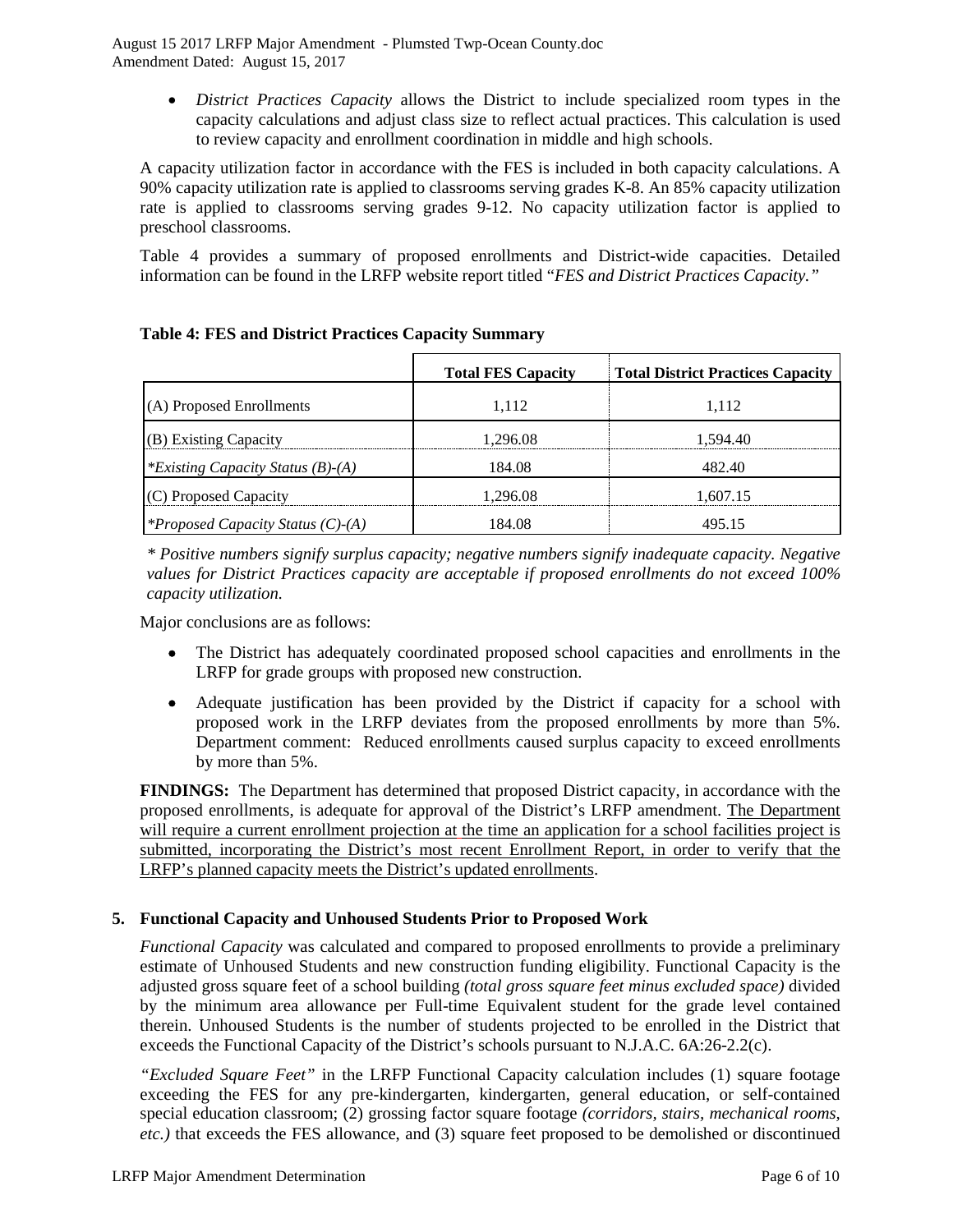- *District Practices Capacity* allows the District to include specialized room types in the capacity calculations and adjust class size to reflect actual practices. This calculation is used to review capacity and enrollment coordination in middle and high schools.

A capacity utilization factor in accordance with the FES is included in both capacity calculations. A 90% capacity utilization rate is applied to classrooms serving grades K-8. An 85% capacity utilization rate is applied to classrooms serving grades 9-12. No capacity utilization factor is applied to preschool classrooms.

Table 4 provides a summary of proposed enrollments and District-wide capacities. Detailed information can be found in the LRFP website report titled "*FES and District Practices Capacity.*"

**Table 4: FES and District Practices Capacity Summary**

| | **Total FES Capacity** | **Total District Practices Capacity** |
|---|---|---|
| (A) Proposed Enrollments | 1,112 | 1,112 |
| (B) Existing Capacity | 1,296.08 | 1,594.40 |
| *\*Existing Capacity Status (B)-(A)* | 184.08 | 482.40 |
| (C) Proposed Capacity | 1,296.08 | 1,607.15 |
| *\*Proposed Capacity Status (C)-(A)* | 184.08 | 495.15 |

*\* Positive numbers signify surplus capacity; negative numbers signify inadequate capacity. Negative values for District Practices capacity are acceptable if proposed enrollments do not exceed 100% capacity utilization.*

Major conclusions are as follows:

- The District has adequately coordinated proposed school capacities and enrollments in the LRFP for grade groups with proposed new construction.
- Adequate justification has been provided by the District if capacity for a school with proposed work in the LRFP deviates from the proposed enrollments by more than 5%. Department comment: Reduced enrollments caused surplus capacity to exceed enrollments by more than 5%.

**FINDINGS:** The Department has determined that proposed District capacity, in accordance with the proposed enrollments, is adequate for approval of the District's LRFP amendment. The Department will require a current enrollment projection at the time an application for a school facilities project is submitted, incorporating the District's most recent Enrollment Report, in order to verify that the LRFP's planned capacity meets the District's updated enrollments.

## 5. Functional Capacity and Unhoused Students Prior to Proposed Work

*Functional Capacity* was calculated and compared to proposed enrollments to provide a preliminary estimate of Unhoused Students and new construction funding eligibility. Functional Capacity is the adjusted gross square feet of a school building *(total gross square feet minus excluded space)* divided by the minimum area allowance per Full-time Equivalent student for the grade level contained therein. Unhoused Students is the number of students projected to be enrolled in the District that exceeds the Functional Capacity of the District's schools pursuant to N.J.A.C. 6A:26-2.2(c).

*"Excluded Square Feet"* in the LRFP Functional Capacity calculation includes (1) square footage exceeding the FES for any pre-kindergarten, kindergarten, general education, or self-contained special education classroom; (2) grossing factor square footage *(corridors, stairs, mechanical rooms, etc.)* that exceeds the FES allowance, and (3) square feet proposed to be demolished or discontinued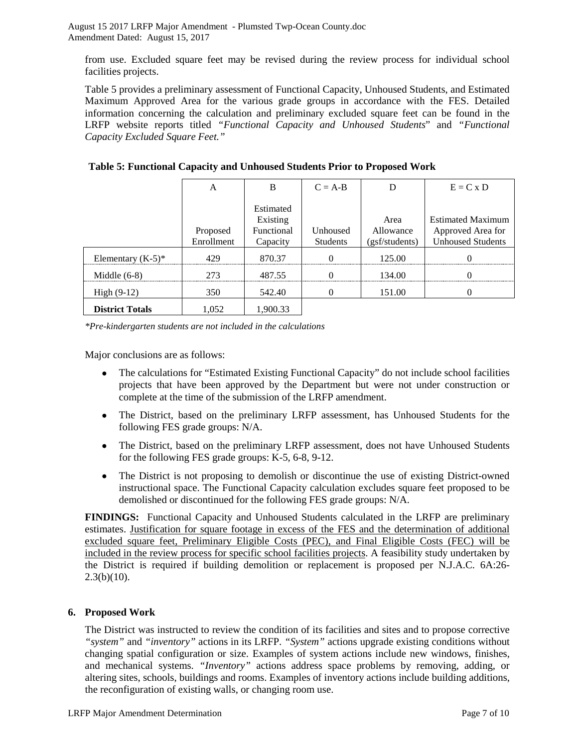from use. Excluded square feet may be revised during the review process for individual school facilities projects.

Table 5 provides a preliminary assessment of Functional Capacity, Unhoused Students, and Estimated Maximum Approved Area for the various grade groups in accordance with the FES. Detailed information concerning the calculation and preliminary excluded square feet can be found in the LRFP website reports titled "*Functional Capacity and Unhoused Students*" and "*Functional Capacity Excluded Square Feet.*"

**Table 5: Functional Capacity and Unhoused Students Prior to Proposed Work**

| | A | B | C = A-B | D | E = C x D |
|---|---|---|---|---|---|
| | Proposed Enrollment | Estimated Existing Functional Capacity | Unhoused Students | Area Allowance (gsf/students) | Estimated Maximum Approved Area for Unhoused Students |
| Elementary (K-5)* | 429 | 870.37 | 0 | 125.00 | 0 |
| Middle (6-8) | 273 | 487.55 | 0 | 134.00 | 0 |
| High (9-12) | 350 | 542.40 | 0 | 151.00 | 0 |
| **District Totals** | 1,052 | 1,900.33 | | | |

*\*Pre-kindergarten students are not included in the calculations*

Major conclusions are as follows:

- The calculations for "Estimated Existing Functional Capacity" do not include school facilities projects that have been approved by the Department but were not under construction or complete at the time of the submission of the LRFP amendment.
- The District, based on the preliminary LRFP assessment, has Unhoused Students for the following FES grade groups: N/A.
- The District, based on the preliminary LRFP assessment, does not have Unhoused Students for the following FES grade groups: K-5, 6-8, 9-12.
- The District is not proposing to demolish or discontinue the use of existing District-owned instructional space. The Functional Capacity calculation excludes square feet proposed to be demolished or discontinued for the following FES grade groups: N/A.

**FINDINGS:** Functional Capacity and Unhoused Students calculated in the LRFP are preliminary estimates. <u>Justification for square footage in excess of the FES and the determination of additional excluded square feet, Preliminary Eligible Costs (PEC), and Final Eligible Costs (FEC) will be included in the review process for specific school facilities projects</u>. A feasibility study undertaken by the District is required if building demolition or replacement is proposed per N.J.A.C. 6A:26-2.3(b)(10).

## 6. Proposed Work

The District was instructed to review the condition of its facilities and sites and to propose corrective *"system"* and *"inventory"* actions in its LRFP. *"System"* actions upgrade existing conditions without changing spatial configuration or size. Examples of system actions include new windows, finishes, and mechanical systems. *"Inventory"* actions address space problems by removing, adding, or altering sites, schools, buildings and rooms. Examples of inventory actions include building additions, the reconfiguration of existing walls, or changing room use.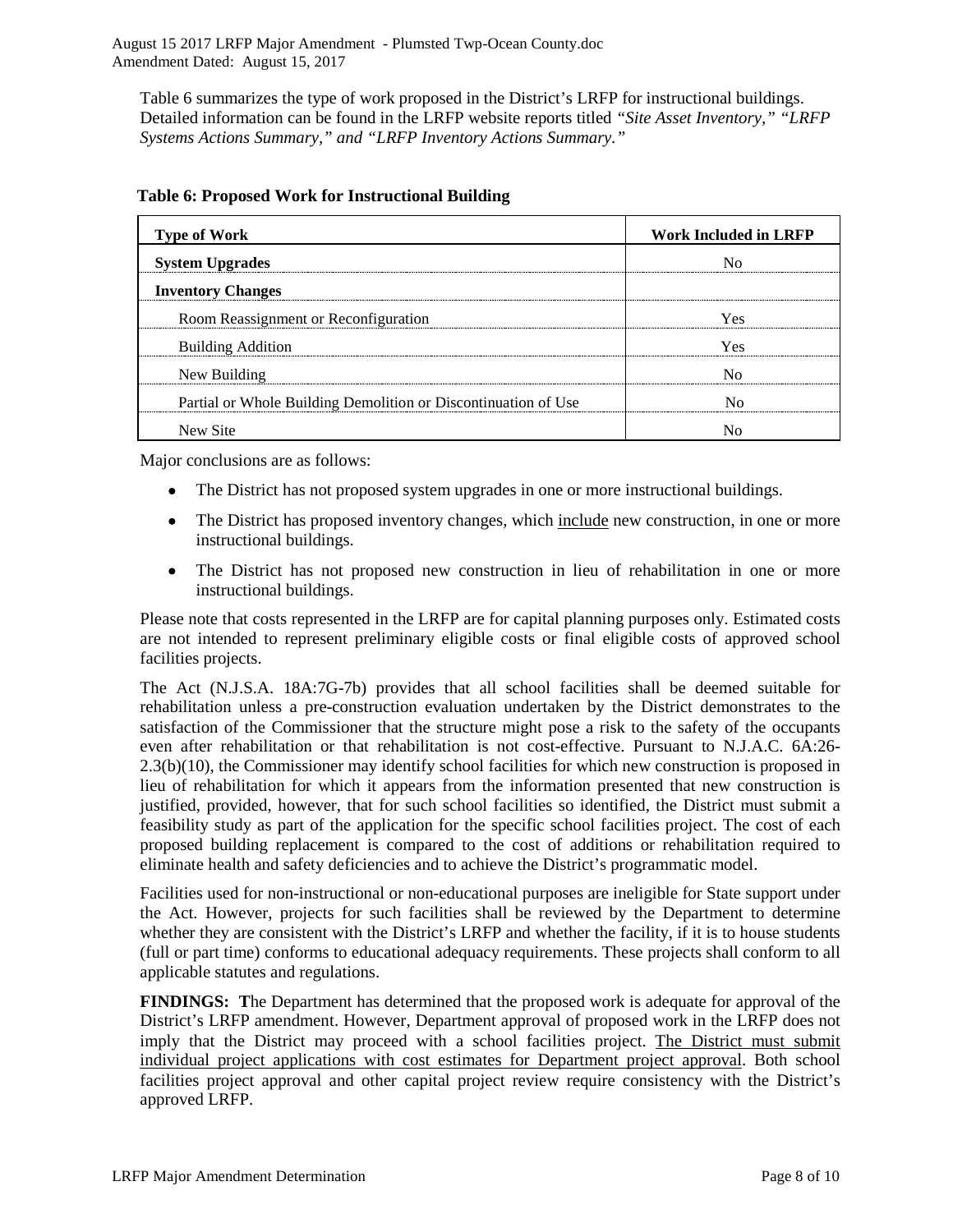Table 6 summarizes the type of work proposed in the District's LRFP for instructional buildings. Detailed information can be found in the LRFP website reports titled *"Site Asset Inventory," "LRFP Systems Actions Summary," and "LRFP Inventory Actions Summary."*

**Table 6: Proposed Work for Instructional Building**

| Type of Work | Work Included in LRFP |
|---|---|
| **System Upgrades** | No |
| **Inventory Changes** | |
| Room Reassignment or Reconfiguration | Yes |
| Building Addition | Yes |
| New Building | No |
| Partial or Whole Building Demolition or Discontinuation of Use | No |
| New Site | No |

Major conclusions are as follows:

- The District has not proposed system upgrades in one or more instructional buildings.
- The District has proposed inventory changes, which include new construction, in one or more instructional buildings.
- The District has not proposed new construction in lieu of rehabilitation in one or more instructional buildings.

Please note that costs represented in the LRFP are for capital planning purposes only. Estimated costs are not intended to represent preliminary eligible costs or final eligible costs of approved school facilities projects.

The Act (N.J.S.A. 18A:7G-7b) provides that all school facilities shall be deemed suitable for rehabilitation unless a pre-construction evaluation undertaken by the District demonstrates to the satisfaction of the Commissioner that the structure might pose a risk to the safety of the occupants even after rehabilitation or that rehabilitation is not cost-effective. Pursuant to N.J.A.C. 6A:26-2.3(b)(10), the Commissioner may identify school facilities for which new construction is proposed in lieu of rehabilitation for which it appears from the information presented that new construction is justified, provided, however, that for such school facilities so identified, the District must submit a feasibility study as part of the application for the specific school facilities project. The cost of each proposed building replacement is compared to the cost of additions or rehabilitation required to eliminate health and safety deficiencies and to achieve the District's programmatic model.

Facilities used for non-instructional or non-educational purposes are ineligible for State support under the Act. However, projects for such facilities shall be reviewed by the Department to determine whether they are consistent with the District's LRFP and whether the facility, if it is to house students (full or part time) conforms to educational adequacy requirements. These projects shall conform to all applicable statutes and regulations.

**FINDINGS: T**he Department has determined that the proposed work is adequate for approval of the District's LRFP amendment. However, Department approval of proposed work in the LRFP does not imply that the District may proceed with a school facilities project. The District must submit individual project applications with cost estimates for Department project approval. Both school facilities project approval and other capital project review require consistency with the District's approved LRFP.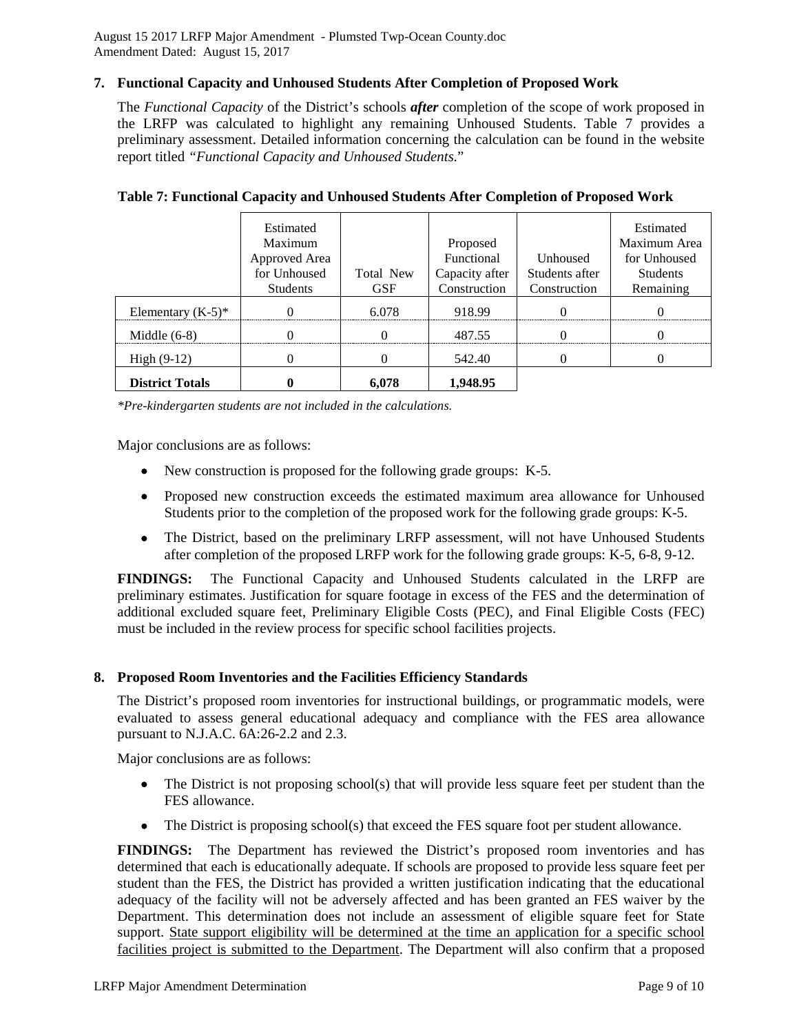## 7. Functional Capacity and Unhoused Students After Completion of Proposed Work

The *Functional Capacity* of the District's schools ***after*** completion of the scope of work proposed in the LRFP was calculated to highlight any remaining Unhoused Students. Table 7 provides a preliminary assessment. Detailed information concerning the calculation can be found in the website report titled *"Functional Capacity and Unhoused Students.*"

**Table 7: Functional Capacity and Unhoused Students After Completion of Proposed Work**

| | Estimated Maximum Approved Area for Unhoused Students | Total New GSF | Proposed Functional Capacity after Construction | Unhoused Students after Construction | Estimated Maximum Area for Unhoused Students Remaining |
|---|---|---|---|---|---|
| Elementary (K-5)* | 0 | 6.078 | 918.99 | 0 | 0 |
| Middle (6-8) | 0 | 0 | 487.55 | 0 | 0 |
| High (9-12) | 0 | 0 | 542.40 | 0 | 0 |
| **District Totals** | **0** | **6,078** | **1,948.95** | | |

*\*Pre-kindergarten students are not included in the calculations.*

Major conclusions are as follows:

- New construction is proposed for the following grade groups: K-5.
- Proposed new construction exceeds the estimated maximum area allowance for Unhoused Students prior to the completion of the proposed work for the following grade groups: K-5.
- The District, based on the preliminary LRFP assessment, will not have Unhoused Students after completion of the proposed LRFP work for the following grade groups: K-5, 6-8, 9-12.

**FINDINGS:** The Functional Capacity and Unhoused Students calculated in the LRFP are preliminary estimates. Justification for square footage in excess of the FES and the determination of additional excluded square feet, Preliminary Eligible Costs (PEC), and Final Eligible Costs (FEC) must be included in the review process for specific school facilities projects.

## 8. Proposed Room Inventories and the Facilities Efficiency Standards

The District's proposed room inventories for instructional buildings, or programmatic models, were evaluated to assess general educational adequacy and compliance with the FES area allowance pursuant to N.J.A.C. 6A:26-2.2 and 2.3.

Major conclusions are as follows:

- The District is not proposing school(s) that will provide less square feet per student than the FES allowance.
- The District is proposing school(s) that exceed the FES square foot per student allowance.

**FINDINGS:** The Department has reviewed the District's proposed room inventories and has determined that each is educationally adequate. If schools are proposed to provide less square feet per student than the FES, the District has provided a written justification indicating that the educational adequacy of the facility will not be adversely affected and has been granted an FES waiver by the Department. This determination does not include an assessment of eligible square feet for State support. State support eligibility will be determined at the time an application for a specific school facilities project is submitted to the Department. The Department will also confirm that a proposed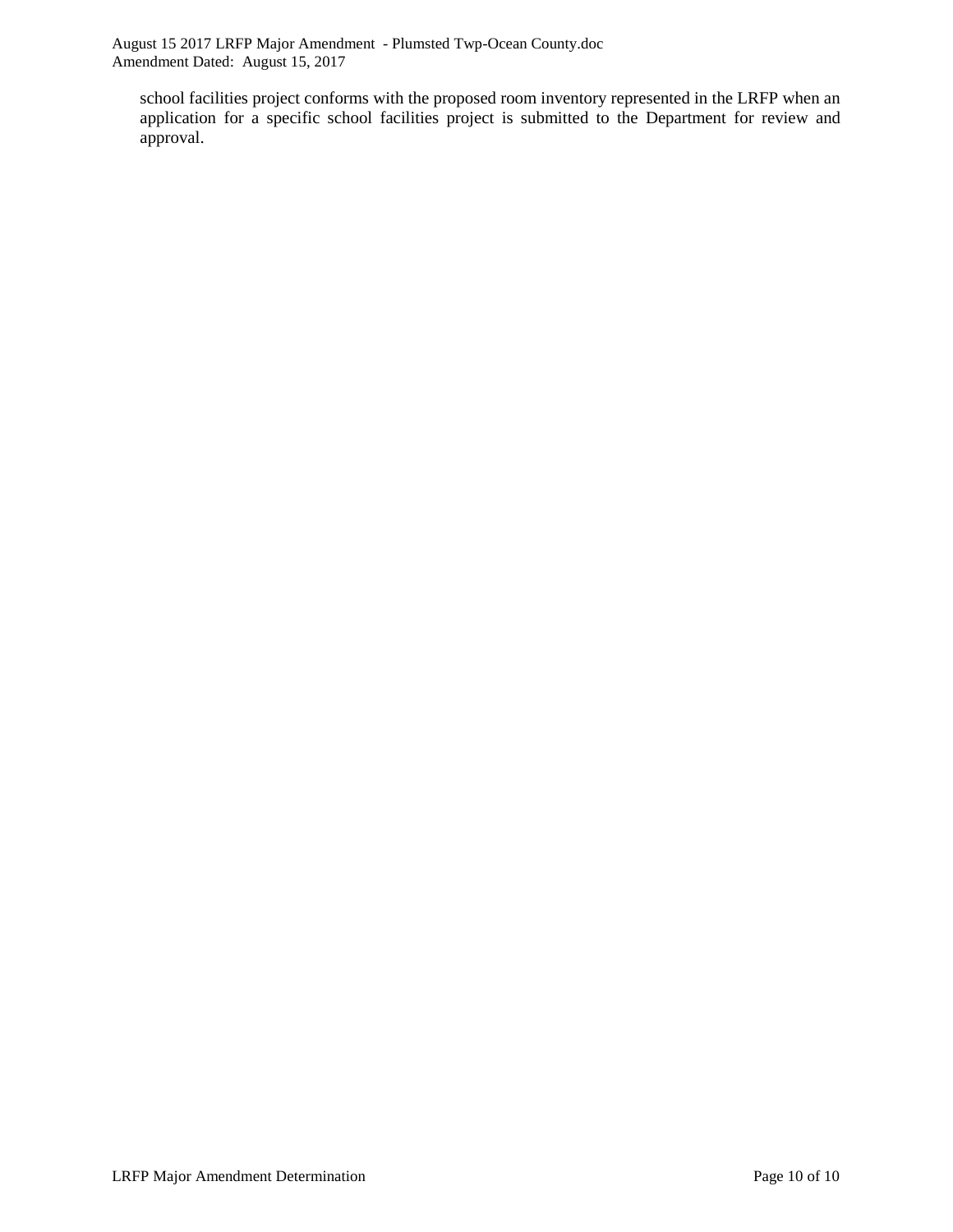school facilities project conforms with the proposed room inventory represented in the LRFP when an application for a specific school facilities project is submitted to the Department for review and approval.